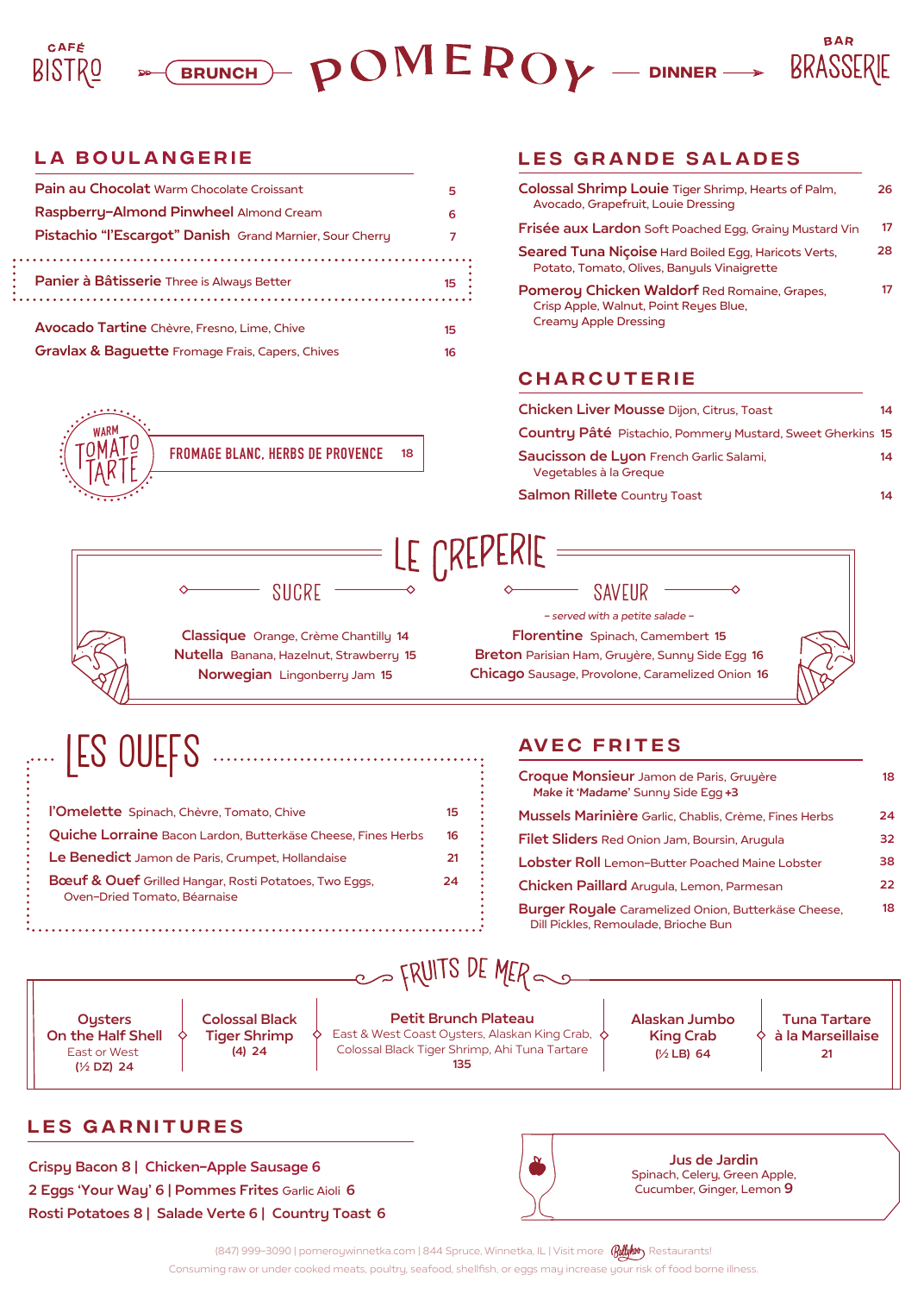CAFÉ BISTRO — BRUNCH — # POMEROY — DINNER — BAR BRASSERIE

## LA BOULANGERIE

**Pain au Chocolat** Warm Chocolate Croissant 5

**Raspberry–Almond Pinwheel** Almond Cream 6

**Pistachio "l'Escargot" Danish** Grand Marnier, Sour Cherry 7

**Panier à Bâtisserie** Three is Always Better 15

**Avocado Tartine** Chèvre, Fresno, Lime, Chive 15

**Gravlax & Baguette** Fromage Frais, Capers, Chives 16

**WARM TOMATO TARTE** FROMAGE BLANC, HERBS DE PROVENCE 18

## LES GRANDE SALADES

**Colossal Shrimp Louie** Tiger Shrimp, Hearts of Palm, Avocado, Grapefruit, Louie Dressing 26

**Frisée aux Lardon** Soft Poached Egg, Grainy Mustard Vin 17

**Seared Tuna Niçoise** Hard Boiled Egg, Haricots Verts, Potato, Tomato, Olives, Banyuls Vinaigrette 28

**Pomeroy Chicken Waldorf** Red Romaine, Grapes, Crisp Apple, Walnut, Point Reyes Blue, Creamy Apple Dressing 17

## CHARCUTERIE

**Chicken Liver Mousse** Dijon, Citrus, Toast 14

**Country Pâté** Pistachio, Pommery Mustard, Sweet Gherkins 15

**Saucisson de Lyon** French Garlic Salami, Vegetables à la Greque 14

**Salmon Rillete** Country Toast 14

## LE CREPERIE

### SUCRE

**Classique** Orange, Crème Chantilly 14

**Nutella** Banana, Hazelnut, Strawberry 15

**Norwegian** Lingonberry Jam 15

### SAVEUR

*– served with a petite salade –*

**Florentine** Spinach, Camembert 15

**Breton** Parisian Ham, Gruyère, Sunny Side Egg 16

**Chicago** Sausage, Provolone, Caramelized Onion 16

## LES OUEFS

**l'Omelette** Spinach, Chèvre, Tomato, Chive 15

**Quiche Lorraine** Bacon Lardon, Butterkäse Cheese, Fines Herbs 16

**Le Benedict** Jamon de Paris, Crumpet, Hollandaise 21

**Bœuf & Ouef** Grilled Hangar, Rosti Potatoes, Two Eggs, Oven-Dried Tomato, Béarnaise 24

## AVEC FRITES

**Croque Monsieur** Jamon de Paris, Gruyère 18
*Make it 'Madame' Sunny Side Egg +3*

**Mussels Marinière** Garlic, Chablis, Crème, Fines Herbs 24

**Filet Sliders** Red Onion Jam, Boursin, Arugula 32

**Lobster Roll** Lemon-Butter Poached Maine Lobster 38

**Chicken Paillard** Arugula, Lemon, Parmesan 22

**Burger Royale** Caramelized Onion, Butterkäse Cheese, Dill Pickles, Remoulade, Brioche Bun 18

## FRUITS DE MER

**Oysters On the Half Shell** East or West (½ DZ) 24

**Colossal Black Tiger Shrimp** (4) 24

**Petit Brunch Plateau** East & West Coast Oysters, Alaskan King Crab, Colossal Black Tiger Shrimp, Ahi Tuna Tartare 135

**Alaskan Jumbo King Crab** (½ LB) 64

**Tuna Tartare à la Marseillaise** 21

## LES GARNITURES

Crispy Bacon 8 | Chicken-Apple Sausage 6

2 Eggs 'Your Way' 6 | Pommes Frites Garlic Aioli 6

Rosti Potatoes 8 | Salade Verte 6 | Country Toast 6

**Jus de Jardin**
Spinach, Celery, Green Apple, Cucumber, Ginger, Lemon 9

(847) 999-3090 | pomeroywinnetka.com | 844 Spruce, Winnetka, IL | Visit more Bullfrog Restaurants!

Consuming raw or under cooked meats, poultry, seafood, shellfish, or eggs may increase your risk of food borne illness.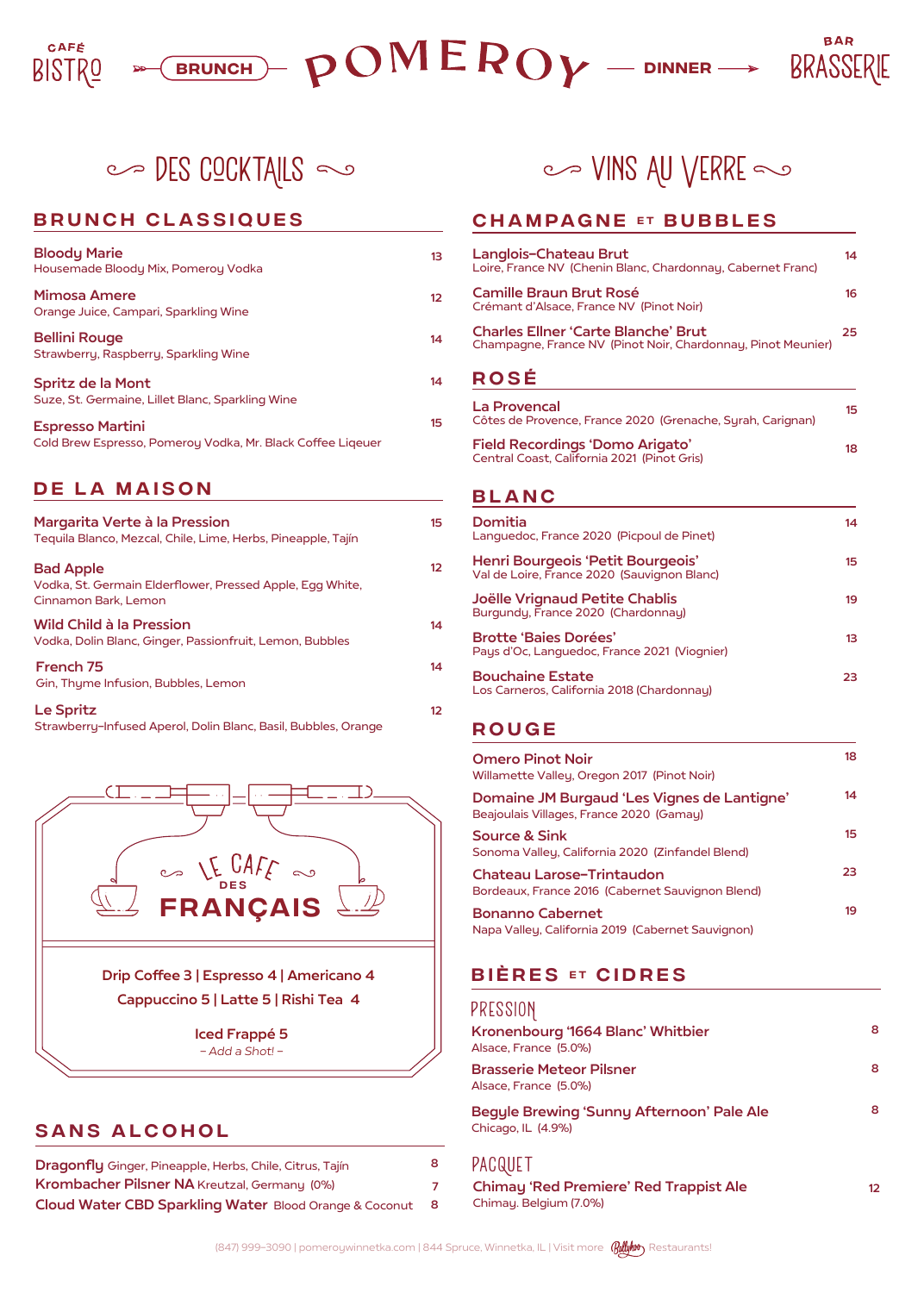CAFÉ BISTRO — BRUNCH — POMEROY — DINNER — BAR BRASSERIE

# DES COCKTAILS

## BRUNCH CLASSIQUES

**Bloody Marie** 13
Housemade Bloody Mix, Pomeroy Vodka

**Mimosa Amere** 12
Orange Juice, Campari, Sparkling Wine

**Bellini Rouge** 14
Strawberry, Raspberry, Sparkling Wine

**Spritz de la Mont** 14
Suze, St. Germaine, Lillet Blanc, Sparkling Wine

**Espresso Martini** 15
Cold Brew Espresso, Pomeroy Vodka, Mr. Black Coffee Liqeuer

## DE LA MAISON

**Margarita Verte à la Pression** 15
Tequila Blanco, Mezcal, Chile, Lime, Herbs, Pineapple, Tajín

**Bad Apple** 12
Vodka, St. Germain Elderflower, Pressed Apple, Egg White, Cinnamon Bark, Lemon

**Wild Child à la Pression** 14
Vodka, Dolin Blanc, Ginger, Passionfruit, Lemon, Bubbles

**French 75** 14
Gin, Thyme Infusion, Bubbles, Lemon

**Le Spritz** 12
Strawberry-Infused Aperol, Dolin Blanc, Basil, Bubbles, Orange

## LE CAFE DES FRANÇAIS

Drip Coffee 3 | Espresso 4 | Americano 4

Cappuccino 5 | Latte 5 | Rishi Tea 4

Iced Frappé 5
*– Add a Shot! –*

## SANS ALCOHOL

**Dragonfly** Ginger, Pineapple, Herbs, Chile, Citrus, Tajín 8

**Krombacher Pilsner NA** Kreutzal, Germany (0%) 7

**Cloud Water CBD Sparkling Water** Blood Orange & Coconut 8

# VINS AU VERRE

## CHAMPAGNE ET BUBBLES

**Langlois-Chateau Brut** 14
Loire, France NV (Chenin Blanc, Chardonnay, Cabernet Franc)

**Camille Braun Brut Rosé** 16
Crémant d'Alsace, France NV (Pinot Noir)

**Charles Ellner 'Carte Blanche' Brut** 25
Champagne, France NV (Pinot Noir, Chardonnay, Pinot Meunier)

## ROSÉ

**La Provencal** 15
Côtes de Provence, France 2020 (Grenache, Syrah, Carignan)

**Field Recordings 'Domo Arigato'** 18
Central Coast, California 2021 (Pinot Gris)

## BLANC

**Domitia** 14
Languedoc, France 2020 (Picpoul de Pinet)

**Henri Bourgeois 'Petit Bourgeois'** 15
Val de Loire, France 2020 (Sauvignon Blanc)

**Joëlle Vrignaud Petite Chablis** 19
Burgundy, France 2020 (Chardonnay)

**Brotte 'Baies Dorées'** 13
Pays d'Oc, Languedoc, France 2021 (Viognier)

**Bouchaine Estate** 23
Los Carneros, California 2018 (Chardonnay)

## ROUGE

**Omero Pinot Noir** 18
Willamette Valley, Oregon 2017 (Pinot Noir)

**Domaine JM Burgaud 'Les Vignes de Lantigne'** 14
Beajoulais Villages, France 2020 (Gamay)

**Source & Sink** 15
Sonoma Valley, California 2020 (Zinfandel Blend)

**Chateau Larose-Trintaudon** 23
Bordeaux, France 2016 (Cabernet Sauvignon Blend)

**Bonanno Cabernet** 19
Napa Valley, California 2019 (Cabernet Sauvignon)

## BIÈRES ET CIDRES

### PRESSION

**Kronenbourg '1664 Blanc' Whitbier** 8
Alsace, France (5.0%)

**Brasserie Meteor Pilsner** 8
Alsace, France (5.0%)

**Begyle Brewing 'Sunny Afternoon' Pale Ale** 8
Chicago, IL (4.9%)

### PACQUET

**Chimay 'Red Premiere' Red Trappist Ale** 12
Chimay. Belgium (7.0%)

(847) 999-3090 | pomeroywinnetka.com | 844 Spruce, Winnetka, IL | Visit more Ballyhoo Restaurants!